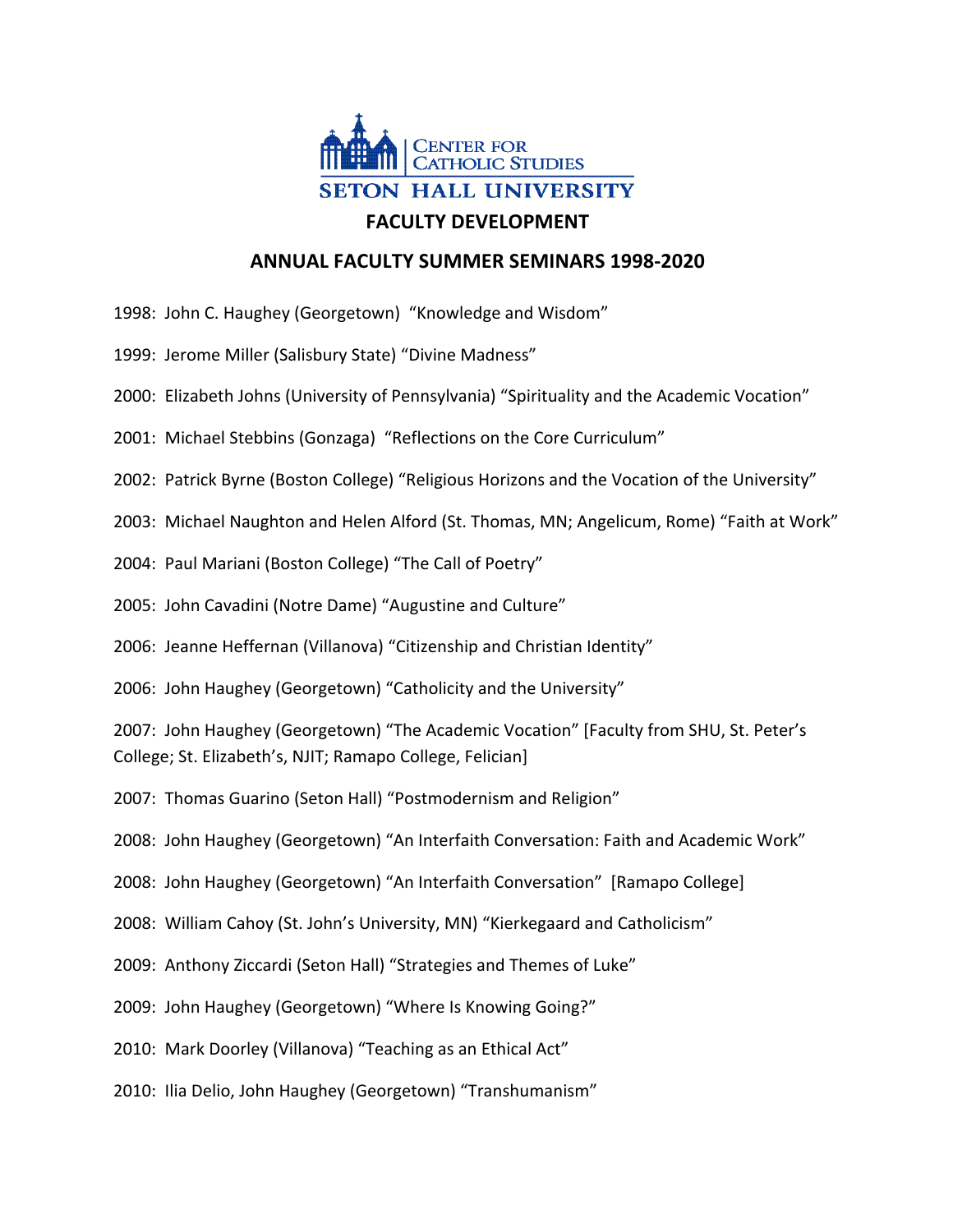CENTER FOR CATHOLIC STUDIES
SETON HALL UNIVERSITY

# FACULTY DEVELOPMENT

## ANNUAL FACULTY SUMMER SEMINARS 1998-2020

1998: John C. Haughey (Georgetown) "Knowledge and Wisdom"

1999: Jerome Miller (Salisbury State) "Divine Madness"

2000: Elizabeth Johns (University of Pennsylvania) "Spirituality and the Academic Vocation"

2001: Michael Stebbins (Gonzaga) "Reflections on the Core Curriculum"

2002: Patrick Byrne (Boston College) "Religious Horizons and the Vocation of the University"

2003: Michael Naughton and Helen Alford (St. Thomas, MN; Angelicum, Rome) "Faith at Work"

2004: Paul Mariani (Boston College) "The Call of Poetry"

2005: John Cavadini (Notre Dame) "Augustine and Culture"

2006: Jeanne Heffernan (Villanova) "Citizenship and Christian Identity"

2006: John Haughey (Georgetown) "Catholicity and the University"

2007: John Haughey (Georgetown) "The Academic Vocation" [Faculty from SHU, St. Peter's College; St. Elizabeth's, NJIT; Ramapo College, Felician]

2007: Thomas Guarino (Seton Hall) "Postmodernism and Religion"

2008: John Haughey (Georgetown) "An Interfaith Conversation: Faith and Academic Work"

2008: John Haughey (Georgetown) "An Interfaith Conversation" [Ramapo College]

2008: William Cahoy (St. John's University, MN) "Kierkegaard and Catholicism"

2009: Anthony Ziccardi (Seton Hall) "Strategies and Themes of Luke"

2009: John Haughey (Georgetown) "Where Is Knowing Going?"

2010: Mark Doorley (Villanova) "Teaching as an Ethical Act"

2010: Ilia Delio, John Haughey (Georgetown) "Transhumanism"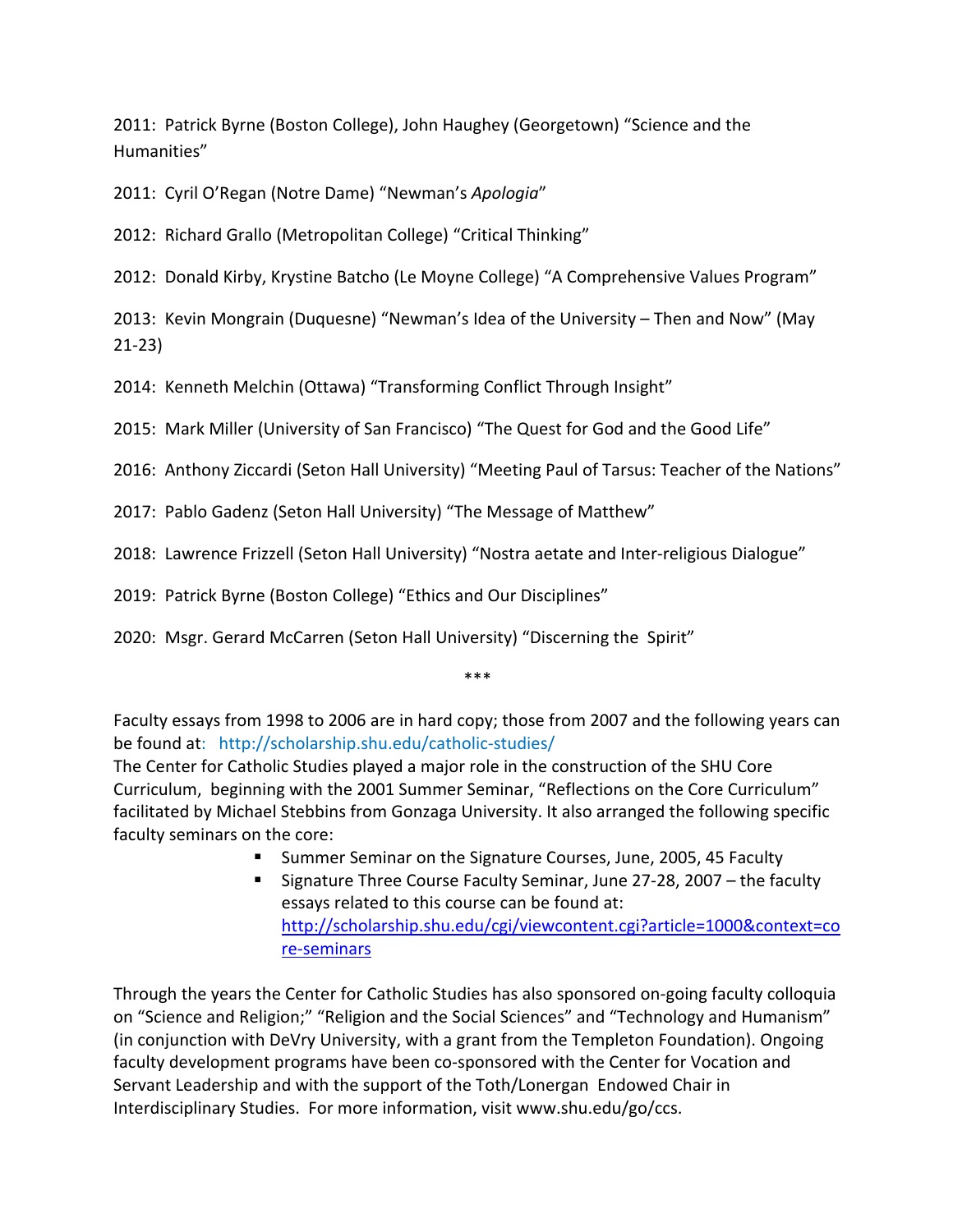2011: Patrick Byrne (Boston College), John Haughey (Georgetown) "Science and the Humanities"

2011: Cyril O'Regan (Notre Dame) "Newman's *Apologia*"

2012: Richard Grallo (Metropolitan College) "Critical Thinking"

2012: Donald Kirby, Krystine Batcho (Le Moyne College) "A Comprehensive Values Program"

2013: Kevin Mongrain (Duquesne) "Newman's Idea of the University – Then and Now" (May 21-23)

2014: Kenneth Melchin (Ottawa) "Transforming Conflict Through Insight"

2015: Mark Miller (University of San Francisco) "The Quest for God and the Good Life"

2016: Anthony Ziccardi (Seton Hall University) "Meeting Paul of Tarsus: Teacher of the Nations"

2017: Pablo Gadenz (Seton Hall University) "The Message of Matthew"

2018: Lawrence Frizzell (Seton Hall University) "Nostra aetate and Inter-religious Dialogue"

2019: Patrick Byrne (Boston College) "Ethics and Our Disciplines"

2020: Msgr. Gerard McCarren (Seton Hall University) "Discerning the Spirit"

***

Faculty essays from 1998 to 2006 are in hard copy; those from 2007 and the following years can be found at: http://scholarship.shu.edu/catholic-studies/
The Center for Catholic Studies played a major role in the construction of the SHU Core Curriculum, beginning with the 2001 Summer Seminar, "Reflections on the Core Curriculum" facilitated by Michael Stebbins from Gonzaga University. It also arranged the following specific faculty seminars on the core:

- Summer Seminar on the Signature Courses, June, 2005, 45 Faculty
- Signature Three Course Faculty Seminar, June 27-28, 2007 – the faculty essays related to this course can be found at: http://scholarship.shu.edu/cgi/viewcontent.cgi?article=1000&context=core-seminars

Through the years the Center for Catholic Studies has also sponsored on-going faculty colloquia on "Science and Religion;" "Religion and the Social Sciences" and "Technology and Humanism" (in conjunction with DeVry University, with a grant from the Templeton Foundation). Ongoing faculty development programs have been co-sponsored with the Center for Vocation and Servant Leadership and with the support of the Toth/Lonergan Endowed Chair in Interdisciplinary Studies. For more information, visit www.shu.edu/go/ccs.